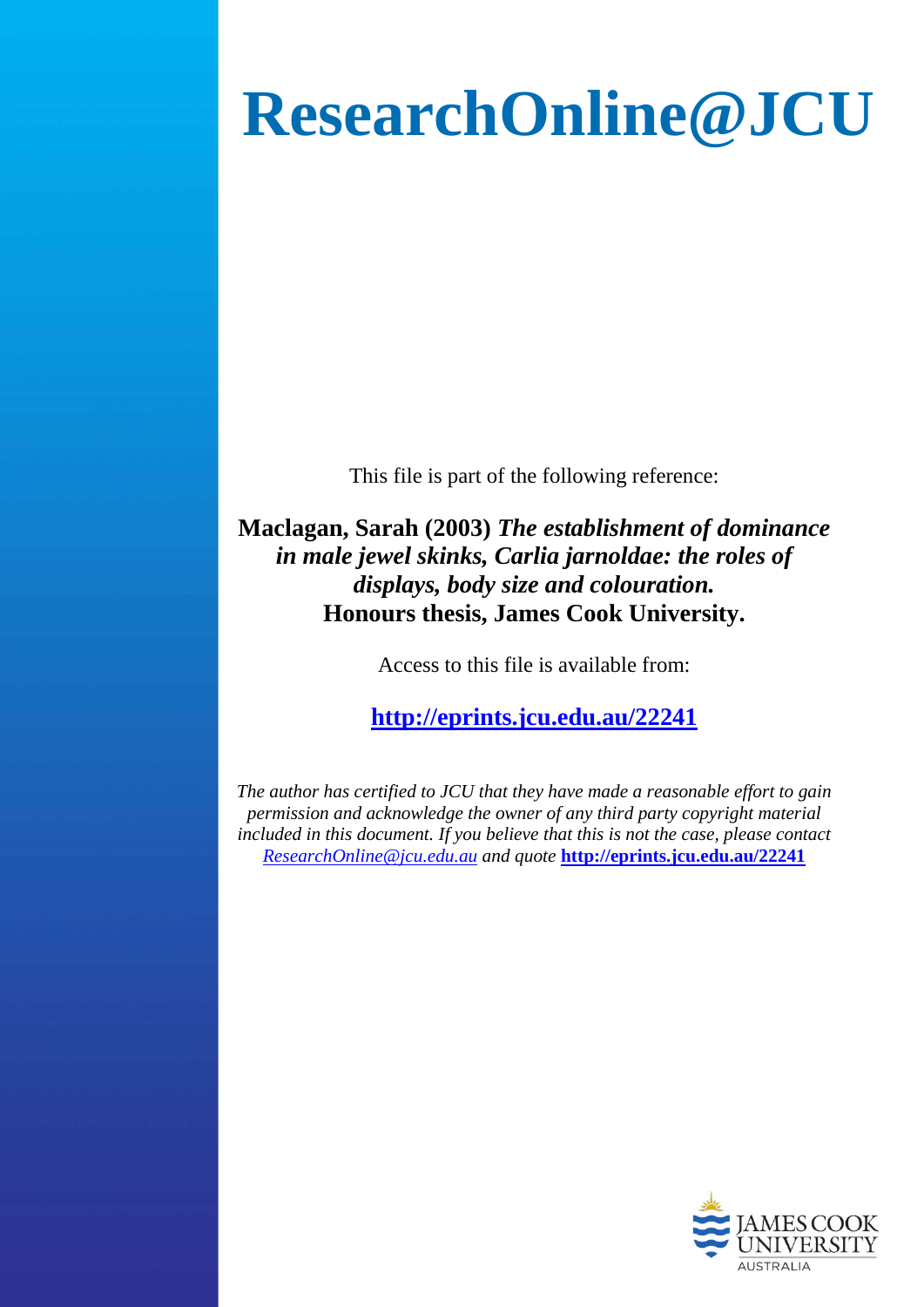# ResearchOnline@JCU

This file is part of the following reference:

**Maclagan, Sarah (2003)** ***The establishment of dominance in male jewel skinks, Carlia jarnoldae: the roles of displays, body size and colouration.*** **Honours thesis, James Cook University.**

Access to this file is available from:

**http://eprints.jcu.edu.au/22241**

*The author has certified to JCU that they have made a reasonable effort to gain permission and acknowledge the owner of any third party copyright material included in this document. If you believe that this is not the case, please contact ResearchOnline@jcu.edu.au and quote* **http://eprints.jcu.edu.au/22241**

JAMES COOK UNIVERSITY AUSTRALIA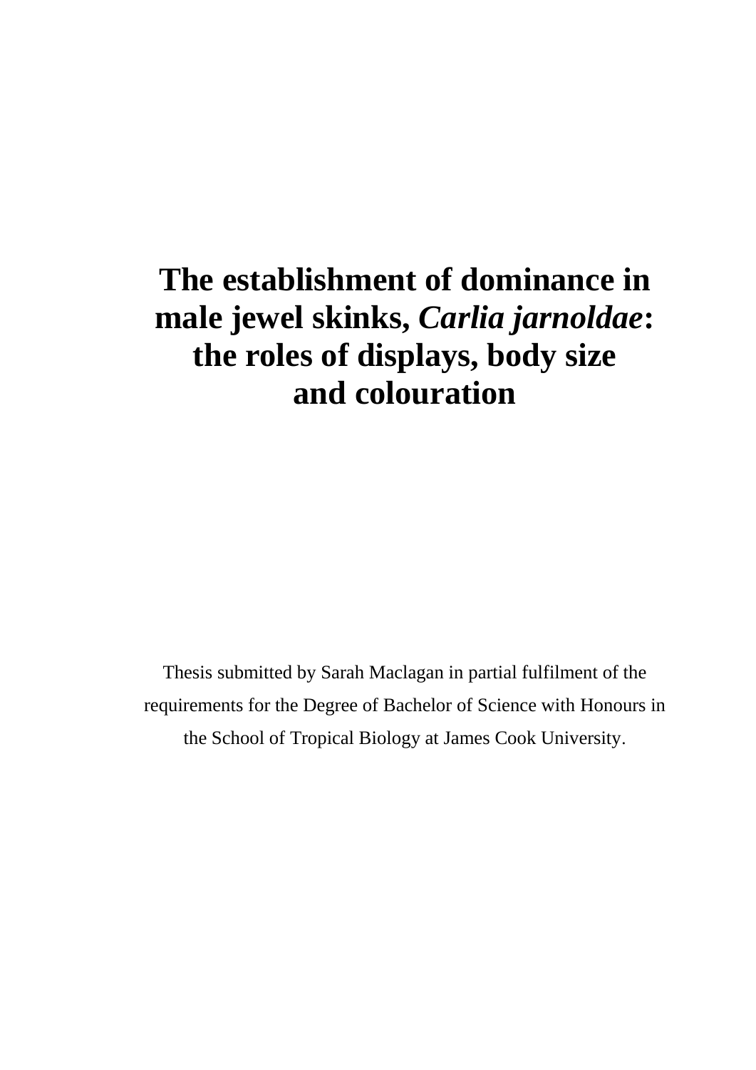# The establishment of dominance in male jewel skinks, *Carlia jarnoldae*: the roles of displays, body size and colouration

Thesis submitted by Sarah Maclagan in partial fulfilment of the requirements for the Degree of Bachelor of Science with Honours in the School of Tropical Biology at James Cook University.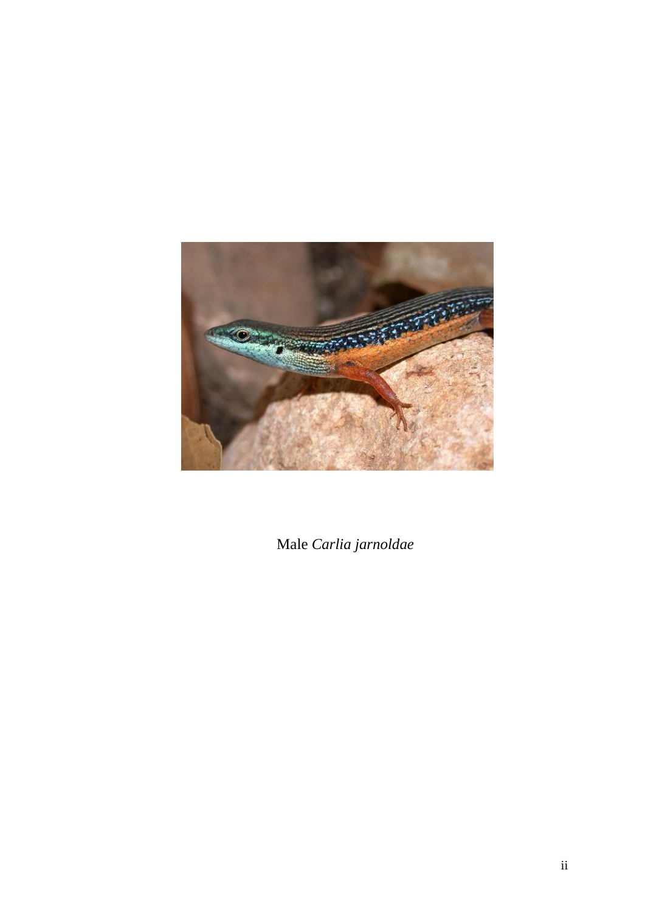Male *Carlia jarnoldae*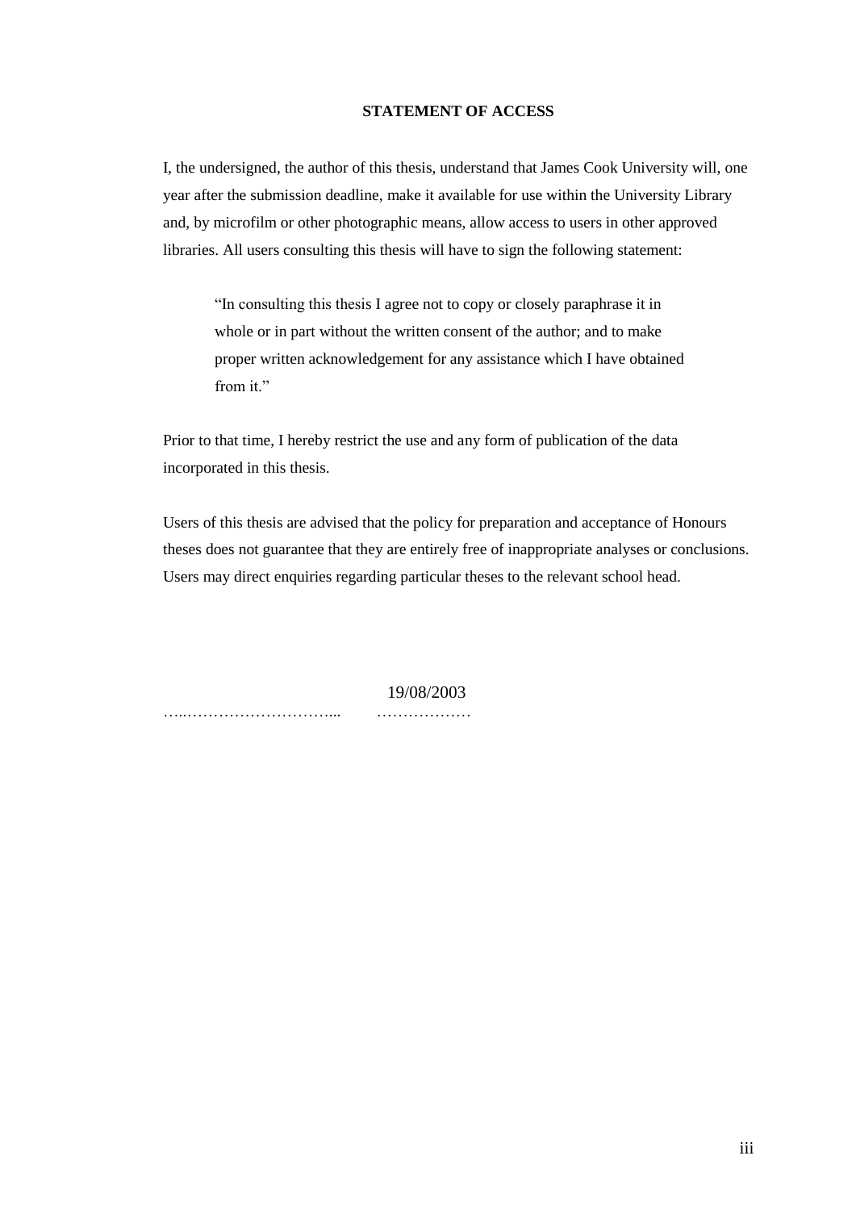**STATEMENT OF ACCESS**

I, the undersigned, the author of this thesis, understand that James Cook University will, one year after the submission deadline, make it available for use within the University Library and, by microfilm or other photographic means, allow access to users in other approved libraries. All users consulting this thesis will have to sign the following statement:

> "In consulting this thesis I agree not to copy or closely paraphrase it in whole or in part without the written consent of the author; and to make proper written acknowledgement for any assistance which I have obtained from it."

Prior to that time, I hereby restrict the use and any form of publication of the data incorporated in this thesis.

Users of this thesis are advised that the policy for preparation and acceptance of Honours theses does not guarantee that they are entirely free of inappropriate analyses or conclusions. Users may direct enquiries regarding particular theses to the relevant school head.

…..………………………...            19/08/2003
                                                        ………………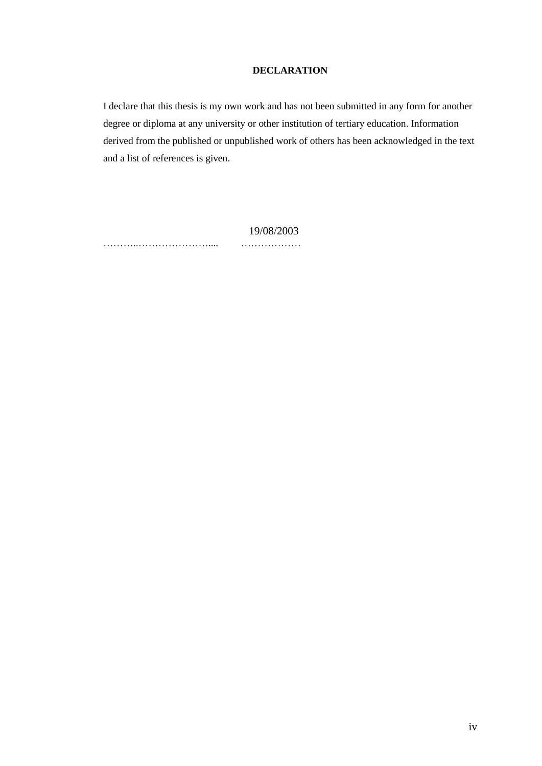# DECLARATION

I declare that this thesis is my own work and has not been submitted in any form for another degree or diploma at any university or other institution of tertiary education. Information derived from the published or unpublished work of others has been acknowledged in the text and a list of references is given.

………..…………………....        ………………
                                                  19/08/2003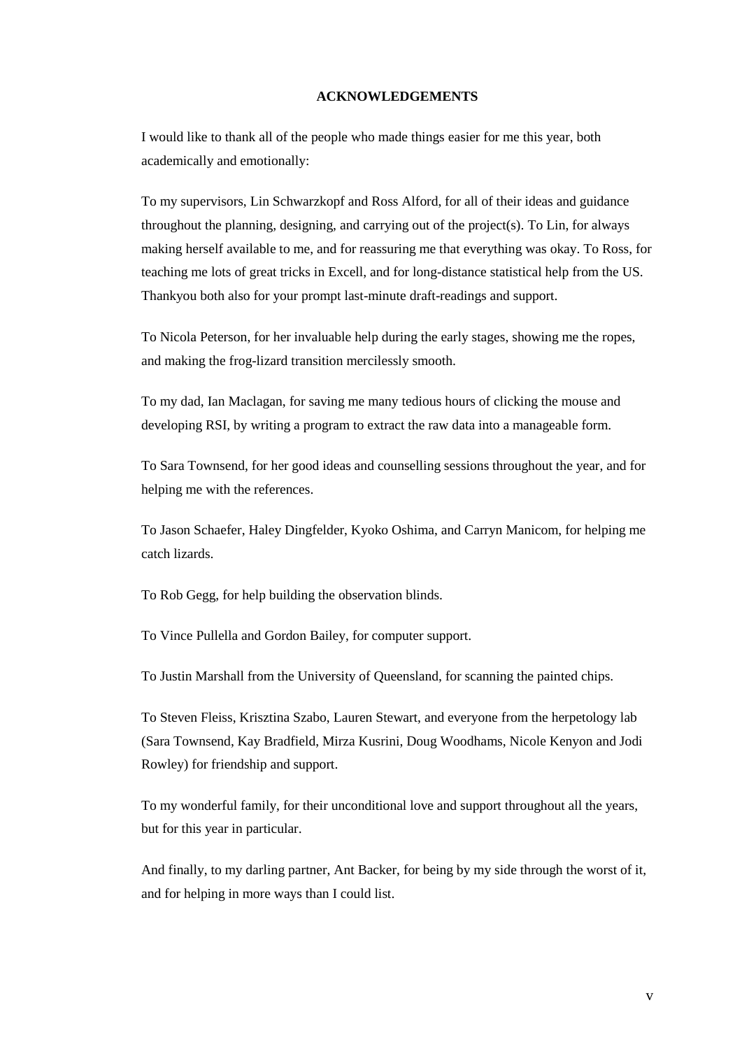## ACKNOWLEDGEMENTS

I would like to thank all of the people who made things easier for me this year, both academically and emotionally:

To my supervisors, Lin Schwarzkopf and Ross Alford, for all of their ideas and guidance throughout the planning, designing, and carrying out of the project(s). To Lin, for always making herself available to me, and for reassuring me that everything was okay. To Ross, for teaching me lots of great tricks in Excell, and for long-distance statistical help from the US. Thankyou both also for your prompt last-minute draft-readings and support.

To Nicola Peterson, for her invaluable help during the early stages, showing me the ropes, and making the frog-lizard transition mercilessly smooth.

To my dad, Ian Maclagan, for saving me many tedious hours of clicking the mouse and developing RSI, by writing a program to extract the raw data into a manageable form.

To Sara Townsend, for her good ideas and counselling sessions throughout the year, and for helping me with the references.

To Jason Schaefer, Haley Dingfelder, Kyoko Oshima, and Carryn Manicom, for helping me catch lizards.

To Rob Gegg, for help building the observation blinds.

To Vince Pullella and Gordon Bailey, for computer support.

To Justin Marshall from the University of Queensland, for scanning the painted chips.

To Steven Fleiss, Krisztina Szabo, Lauren Stewart, and everyone from the herpetology lab (Sara Townsend, Kay Bradfield, Mirza Kusrini, Doug Woodhams, Nicole Kenyon and Jodi Rowley) for friendship and support.

To my wonderful family, for their unconditional love and support throughout all the years, but for this year in particular.

And finally, to my darling partner, Ant Backer, for being by my side through the worst of it, and for helping in more ways than I could list.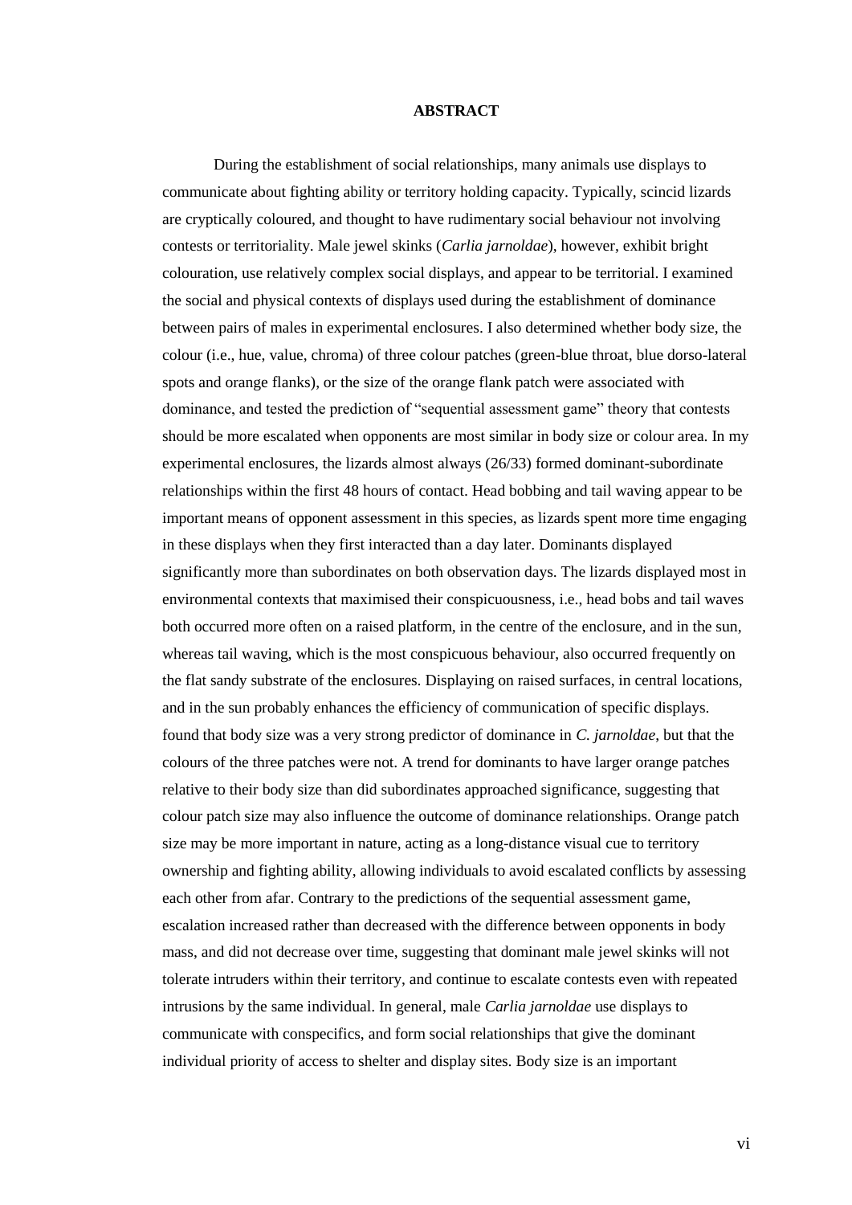# ABSTRACT

During the establishment of social relationships, many animals use displays to communicate about fighting ability or territory holding capacity. Typically, scincid lizards are cryptically coloured, and thought to have rudimentary social behaviour not involving contests or territoriality. Male jewel skinks (*Carlia jarnoldae*), however, exhibit bright colouration, use relatively complex social displays, and appear to be territorial. I examined the social and physical contexts of displays used during the establishment of dominance between pairs of males in experimental enclosures. I also determined whether body size, the colour (i.e., hue, value, chroma) of three colour patches (green-blue throat, blue dorso-lateral spots and orange flanks), or the size of the orange flank patch were associated with dominance, and tested the prediction of "sequential assessment game" theory that contests should be more escalated when opponents are most similar in body size or colour area. In my experimental enclosures, the lizards almost always (26/33) formed dominant-subordinate relationships within the first 48 hours of contact. Head bobbing and tail waving appear to be important means of opponent assessment in this species, as lizards spent more time engaging in these displays when they first interacted than a day later. Dominants displayed significantly more than subordinates on both observation days. The lizards displayed most in environmental contexts that maximised their conspicuousness, i.e., head bobs and tail waves both occurred more often on a raised platform, in the centre of the enclosure, and in the sun, whereas tail waving, which is the most conspicuous behaviour, also occurred frequently on the flat sandy substrate of the enclosures. Displaying on raised surfaces, in central locations, and in the sun probably enhances the efficiency of communication of specific displays. found that body size was a very strong predictor of dominance in *C. jarnoldae*, but that the colours of the three patches were not. A trend for dominants to have larger orange patches relative to their body size than did subordinates approached significance, suggesting that colour patch size may also influence the outcome of dominance relationships. Orange patch size may be more important in nature, acting as a long-distance visual cue to territory ownership and fighting ability, allowing individuals to avoid escalated conflicts by assessing each other from afar. Contrary to the predictions of the sequential assessment game, escalation increased rather than decreased with the difference between opponents in body mass, and did not decrease over time, suggesting that dominant male jewel skinks will not tolerate intruders within their territory, and continue to escalate contests even with repeated intrusions by the same individual. In general, male *Carlia jarnoldae* use displays to communicate with conspecifics, and form social relationships that give the dominant individual priority of access to shelter and display sites. Body size is an important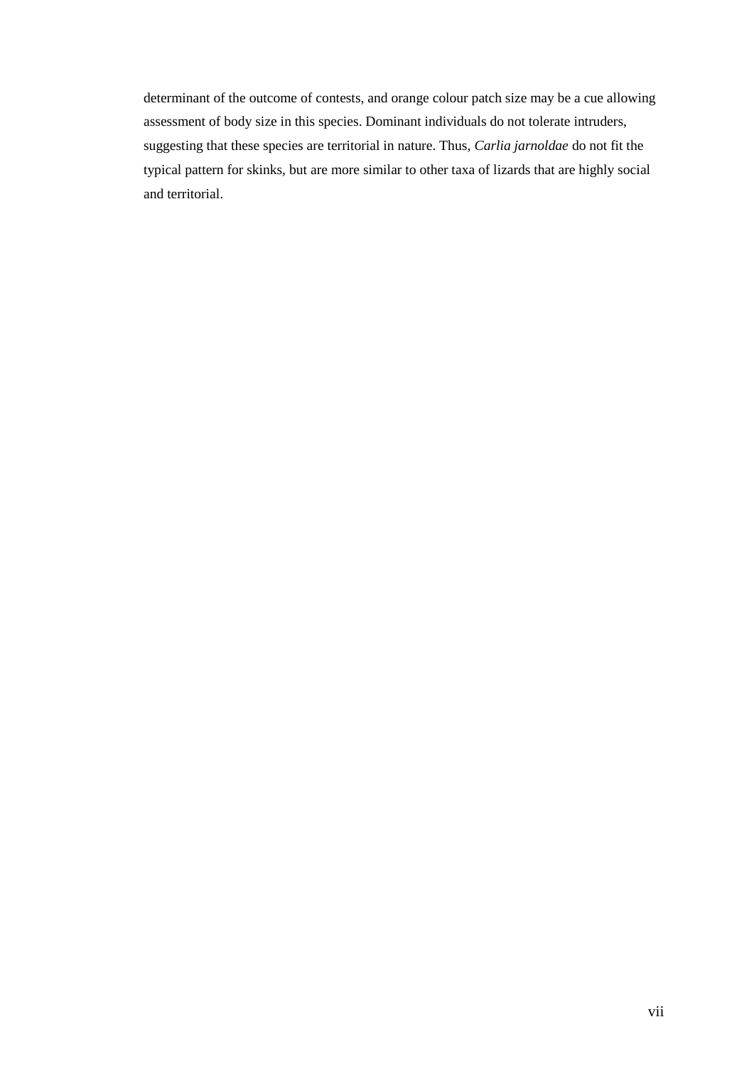determinant of the outcome of contests, and orange colour patch size may be a cue allowing assessment of body size in this species. Dominant individuals do not tolerate intruders, suggesting that these species are territorial in nature. Thus, *Carlia jarnoldae* do not fit the typical pattern for skinks, but are more similar to other taxa of lizards that are highly social and territorial.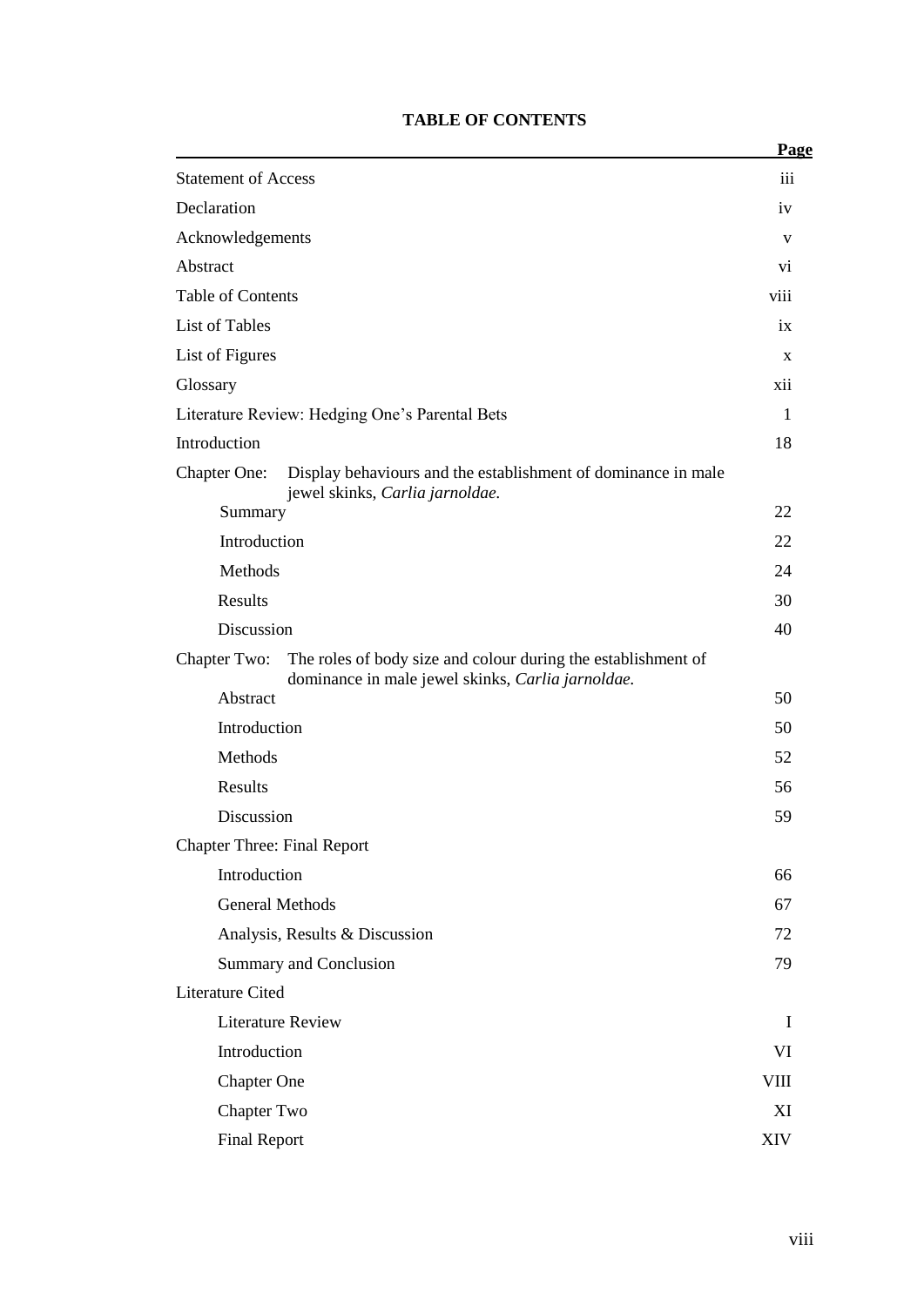# TABLE OF CONTENTS

| | Page |
|---|---|
| Statement of Access | iii |
| Declaration | iv |
| Acknowledgements | v |
| Abstract | vi |
| Table of Contents | viii |
| List of Tables | ix |
| List of Figures | x |
| Glossary | xii |
| Literature Review: Hedging One's Parental Bets | 1 |
| Introduction | 18 |
| Chapter One: Display behaviours and the establishment of dominance in male jewel skinks, *Carlia jarnoldae.* | |
| Summary | 22 |
| Introduction | 22 |
| Methods | 24 |
| Results | 30 |
| Discussion | 40 |
| Chapter Two: The roles of body size and colour during the establishment of dominance in male jewel skinks, *Carlia jarnoldae.* | |
| Abstract | 50 |
| Introduction | 50 |
| Methods | 52 |
| Results | 56 |
| Discussion | 59 |
| Chapter Three: Final Report | |
| Introduction | 66 |
| General Methods | 67 |
| Analysis, Results & Discussion | 72 |
| Summary and Conclusion | 79 |
| Literature Cited | |
| Literature Review | I |
| Introduction | VI |
| Chapter One | VIII |
| Chapter Two | XI |
| Final Report | XIV |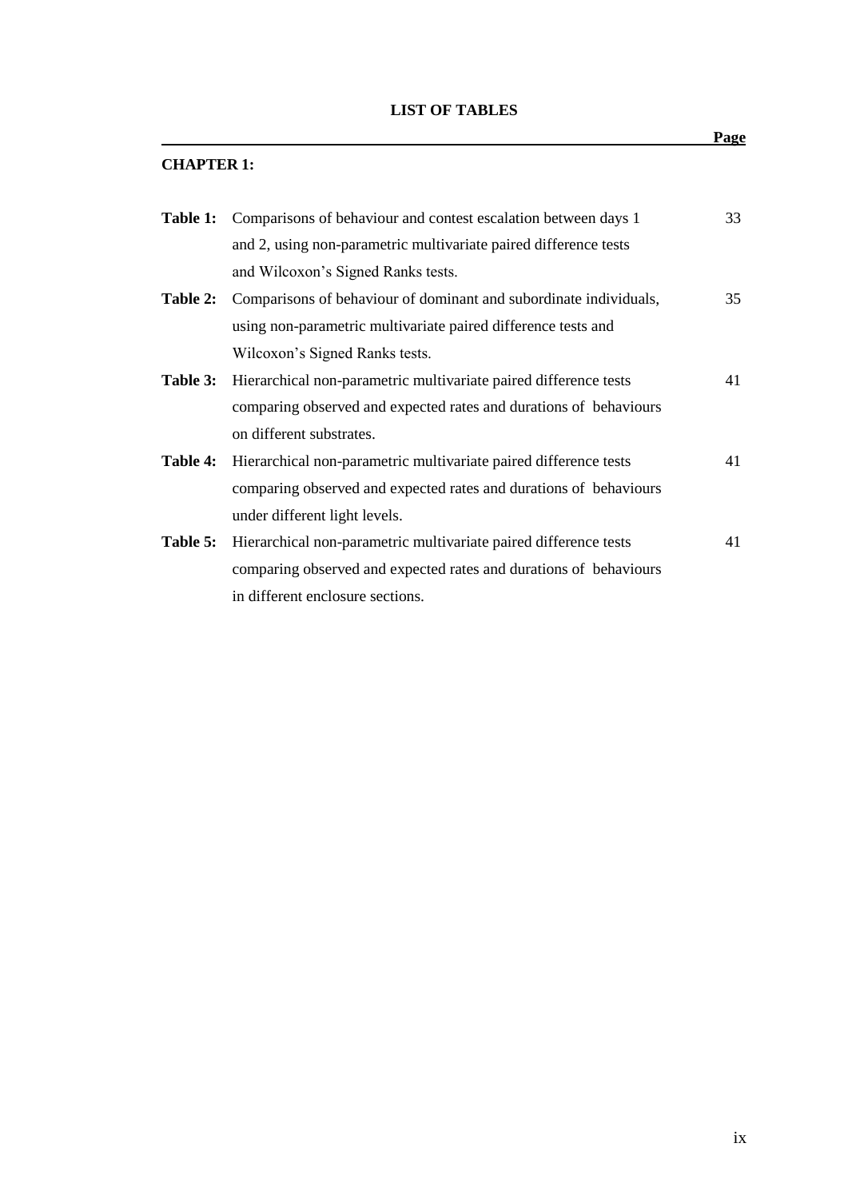# LIST OF TABLES

| | | Page |
|---|---|---|
| **CHAPTER 1:** | | |
| **Table 1:** | Comparisons of behaviour and contest escalation between days 1 and 2, using non-parametric multivariate paired difference tests and Wilcoxon's Signed Ranks tests. | 33 |
| **Table 2:** | Comparisons of behaviour of dominant and subordinate individuals, using non-parametric multivariate paired difference tests and Wilcoxon's Signed Ranks tests. | 35 |
| **Table 3:** | Hierarchical non-parametric multivariate paired difference tests comparing observed and expected rates and durations of behaviours on different substrates. | 41 |
| **Table 4:** | Hierarchical non-parametric multivariate paired difference tests comparing observed and expected rates and durations of behaviours under different light levels. | 41 |
| **Table 5:** | Hierarchical non-parametric multivariate paired difference tests comparing observed and expected rates and durations of behaviours in different enclosure sections. | 41 |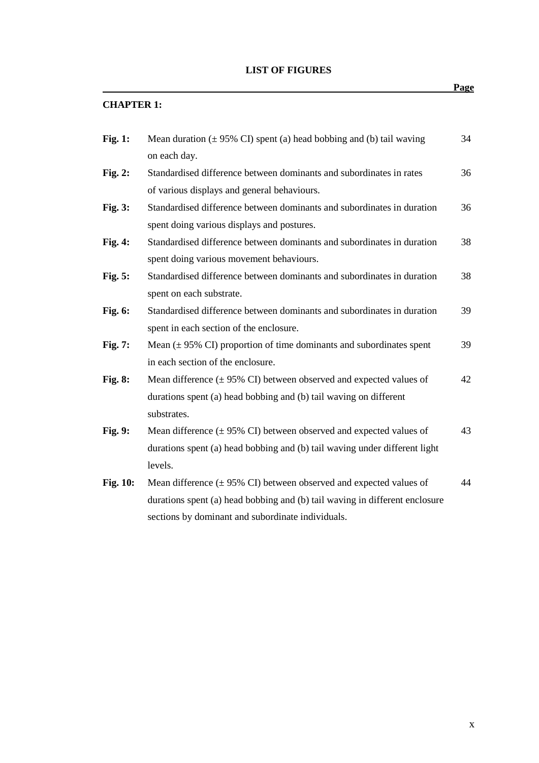# LIST OF FIGURES

| | | Page |
|---|---|---|
| **CHAPTER 1:** | | |
| **Fig. 1:** | Mean duration (± 95% CI) spent (a) head bobbing and (b) tail waving on each day. | 34 |
| **Fig. 2:** | Standardised difference between dominants and subordinates in rates of various displays and general behaviours. | 36 |
| **Fig. 3:** | Standardised difference between dominants and subordinates in duration spent doing various displays and postures. | 36 |
| **Fig. 4:** | Standardised difference between dominants and subordinates in duration spent doing various movement behaviours. | 38 |
| **Fig. 5:** | Standardised difference between dominants and subordinates in duration spent on each substrate. | 38 |
| **Fig. 6:** | Standardised difference between dominants and subordinates in duration spent in each section of the enclosure. | 39 |
| **Fig. 7:** | Mean (± 95% CI) proportion of time dominants and subordinates spent in each section of the enclosure. | 39 |
| **Fig. 8:** | Mean difference (± 95% CI) between observed and expected values of durations spent (a) head bobbing and (b) tail waving on different substrates. | 42 |
| **Fig. 9:** | Mean difference (± 95% CI) between observed and expected values of durations spent (a) head bobbing and (b) tail waving under different light levels. | 43 |
| **Fig. 10:** | Mean difference (± 95% CI) between observed and expected values of durations spent (a) head bobbing and (b) tail waving in different enclosure sections by dominant and subordinate individuals. | 44 |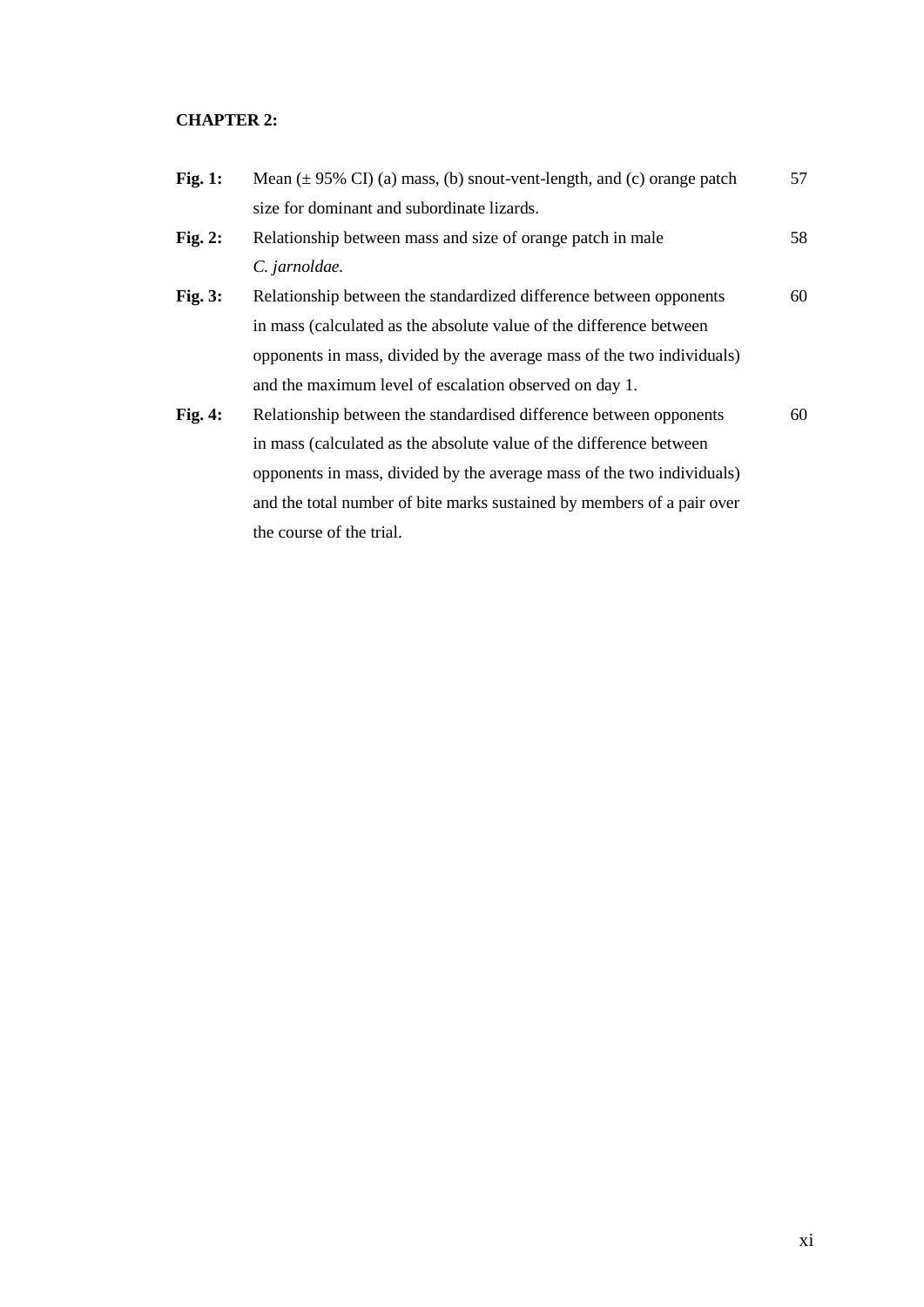**CHAPTER 2:**

| | | |
|---|---|---|
| **Fig. 1:** | Mean (± 95% CI) (a) mass, (b) snout-vent-length, and (c) orange patch size for dominant and subordinate lizards. | 57 |
| **Fig. 2:** | Relationship between mass and size of orange patch in male *C. jarnoldae.* | 58 |
| **Fig. 3:** | Relationship between the standardized difference between opponents in mass (calculated as the absolute value of the difference between opponents in mass, divided by the average mass of the two individuals) and the maximum level of escalation observed on day 1. | 60 |
| **Fig. 4:** | Relationship between the standardised difference between opponents in mass (calculated as the absolute value of the difference between opponents in mass, divided by the average mass of the two individuals) and the total number of bite marks sustained by members of a pair over the course of the trial. | 60 |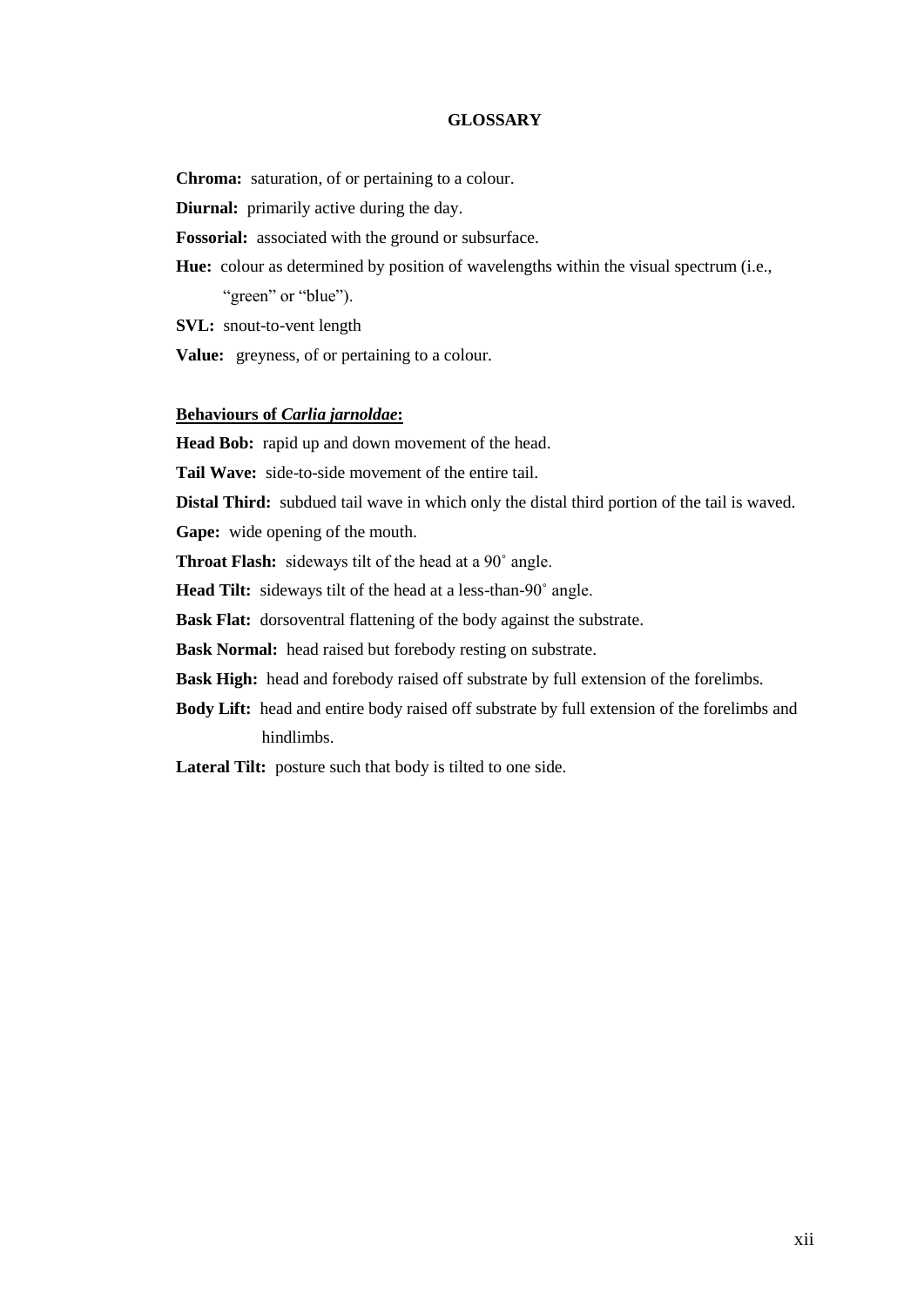# GLOSSARY

**Chroma:** saturation, of or pertaining to a colour.

**Diurnal:** primarily active during the day.

**Fossorial:** associated with the ground or subsurface.

**Hue:** colour as determined by position of wavelengths within the visual spectrum (i.e., "green" or "blue").

**SVL:** snout-to-vent length

**Value:** greyness, of or pertaining to a colour.

**<u>Behaviours of *Carlia jarnoldae*:</u>**

**Head Bob:** rapid up and down movement of the head.

**Tail Wave:** side-to-side movement of the entire tail.

**Distal Third:** subdued tail wave in which only the distal third portion of the tail is waved.

**Gape:** wide opening of the mouth.

**Throat Flash:** sideways tilt of the head at a 90˚ angle.

**Head Tilt:** sideways tilt of the head at a less-than-90˚ angle.

**Bask Flat:** dorsoventral flattening of the body against the substrate.

**Bask Normal:** head raised but forebody resting on substrate.

**Bask High:** head and forebody raised off substrate by full extension of the forelimbs.

**Body Lift:** head and entire body raised off substrate by full extension of the forelimbs and hindlimbs.

**Lateral Tilt:** posture such that body is tilted to one side.